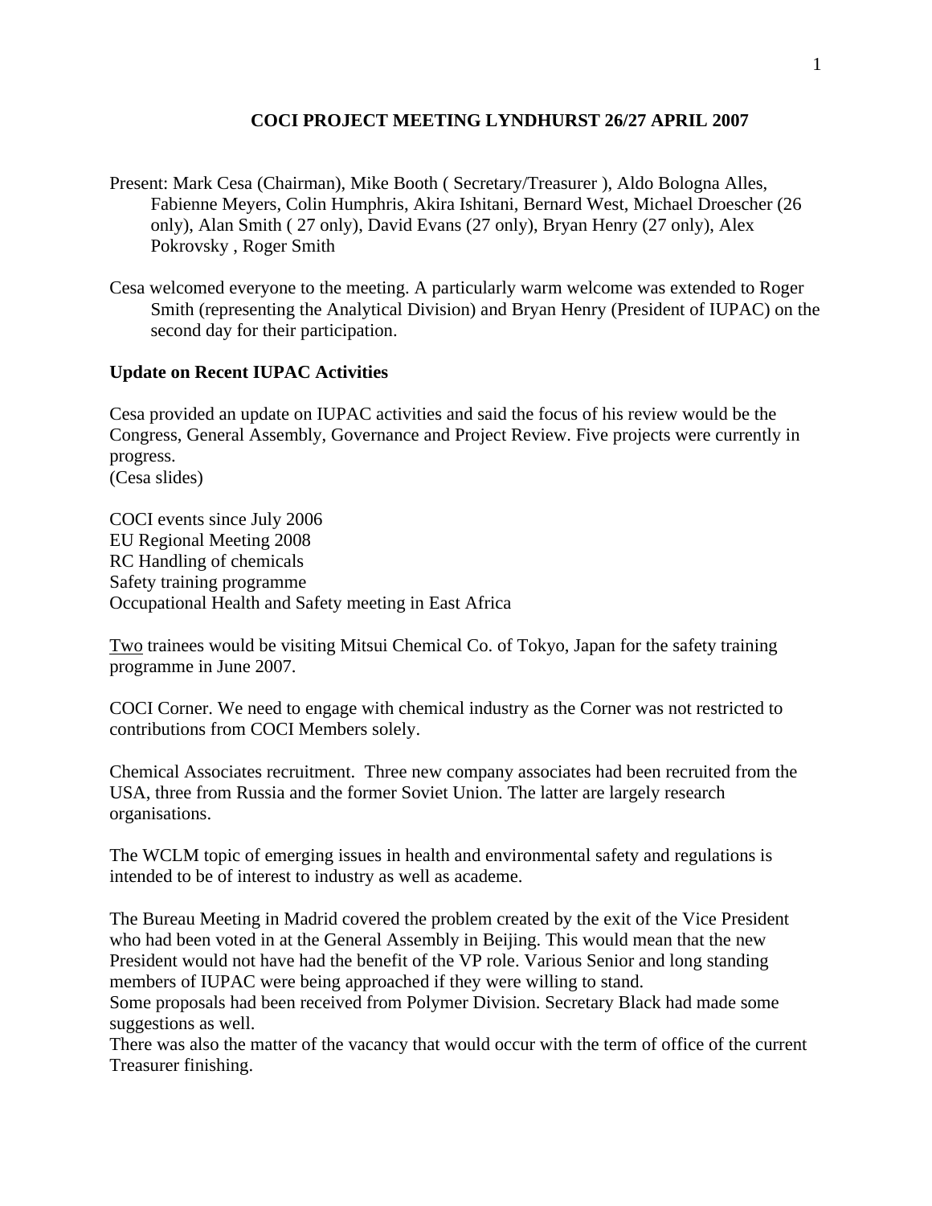# COCI PROJECT MEETING LYNDHURST 26/27 APRIL 2007

Present: Mark Cesa (Chairman), Mike Booth ( Secretary/Treasurer ), Aldo Bologna Alles, Fabienne Meyers, Colin Humphris, Akira Ishitani, Bernard West, Michael Droescher (26 only), Alan Smith ( 27 only), David Evans (27 only), Bryan Henry (27 only), Alex Pokrovsky , Roger Smith

Cesa welcomed everyone to the meeting. A particularly warm welcome was extended to Roger Smith (representing the Analytical Division) and Bryan Henry (President of IUPAC) on the second day for their participation.

## Update on Recent IUPAC Activities

Cesa provided an update on IUPAC activities and said the focus of his review would be the Congress, General Assembly, Governance and Project Review. Five projects were currently in progress.
(Cesa slides)

COCI events since July 2006
EU Regional Meeting 2008
RC Handling of chemicals
Safety training programme
Occupational Health and Safety meeting in East Africa

Two trainees would be visiting Mitsui Chemical Co. of Tokyo, Japan for the safety training programme in June 2007.

COCI Corner. We need to engage with chemical industry as the Corner was not restricted to contributions from COCI Members solely.

Chemical Associates recruitment. Three new company associates had been recruited from the USA, three from Russia and the former Soviet Union. The latter are largely research organisations.

The WCLM topic of emerging issues in health and environmental safety and regulations is intended to be of interest to industry as well as academe.

The Bureau Meeting in Madrid covered the problem created by the exit of the Vice President who had been voted in at the General Assembly in Beijing. This would mean that the new President would not have had the benefit of the VP role. Various Senior and long standing members of IUPAC were being approached if they were willing to stand.
Some proposals had been received from Polymer Division. Secretary Black had made some suggestions as well.
There was also the matter of the vacancy that would occur with the term of office of the current Treasurer finishing.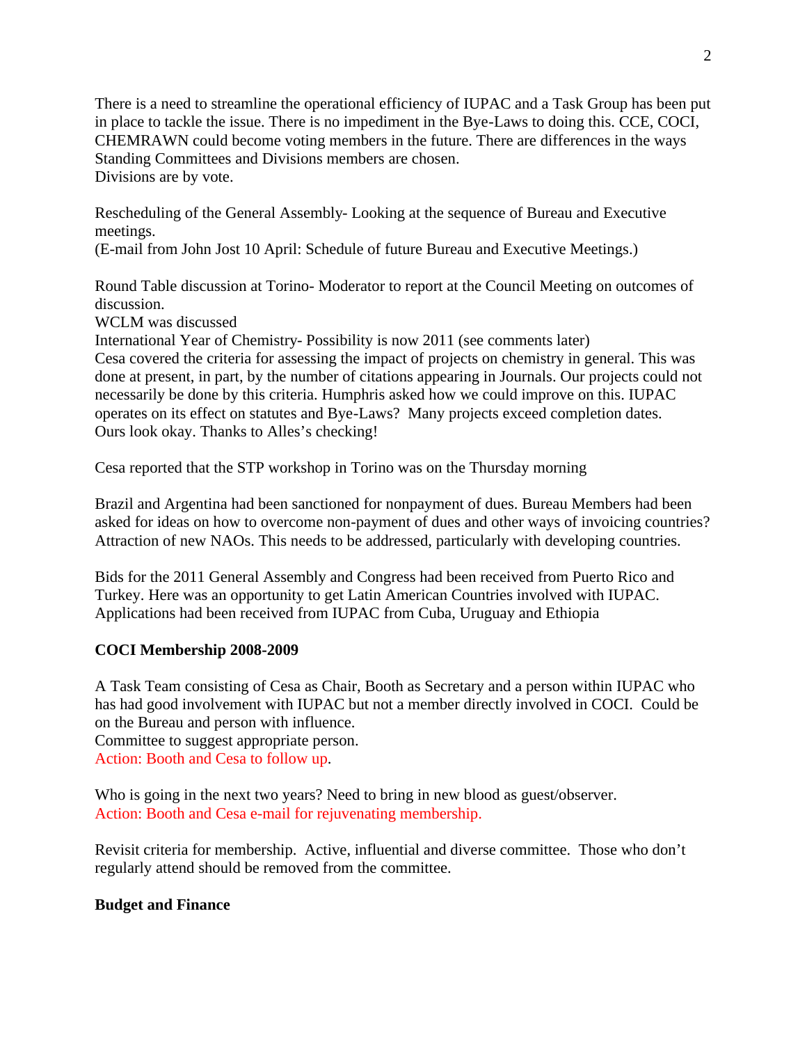There is a need to streamline the operational efficiency of IUPAC and a Task Group has been put in place to tackle the issue. There is no impediment in the Bye-Laws to doing this. CCE, COCI, CHEMRAWN could become voting members in the future. There are differences in the ways Standing Committees and Divisions members are chosen.
Divisions are by vote.

Rescheduling of the General Assembly- Looking at the sequence of Bureau and Executive meetings.
(E-mail from John Jost 10 April: Schedule of future Bureau and Executive Meetings.)

Round Table discussion at Torino- Moderator to report at the Council Meeting on outcomes of discussion.
WCLM was discussed
International Year of Chemistry- Possibility is now 2011 (see comments later)
Cesa covered the criteria for assessing the impact of projects on chemistry in general. This was done at present, in part, by the number of citations appearing in Journals. Our projects could not necessarily be done by this criteria. Humphris asked how we could improve on this. IUPAC operates on its effect on statutes and Bye-Laws? Many projects exceed completion dates. Ours look okay. Thanks to Alles's checking!

Cesa reported that the STP workshop in Torino was on the Thursday morning

Brazil and Argentina had been sanctioned for nonpayment of dues. Bureau Members had been asked for ideas on how to overcome non-payment of dues and other ways of invoicing countries? Attraction of new NAOs. This needs to be addressed, particularly with developing countries.

Bids for the 2011 General Assembly and Congress had been received from Puerto Rico and Turkey. Here was an opportunity to get Latin American Countries involved with IUPAC. Applications had been received from IUPAC from Cuba, Uruguay and Ethiopia

**COCI Membership 2008-2009**

A Task Team consisting of Cesa as Chair, Booth as Secretary and a person within IUPAC who has had good involvement with IUPAC but not a member directly involved in COCI. Could be on the Bureau and person with influence.
Committee to suggest appropriate person.
Action: Booth and Cesa to follow up.

Who is going in the next two years? Need to bring in new blood as guest/observer.
Action: Booth and Cesa e-mail for rejuvenating membership.

Revisit criteria for membership. Active, influential and diverse committee. Those who don't regularly attend should be removed from the committee.

**Budget and Finance**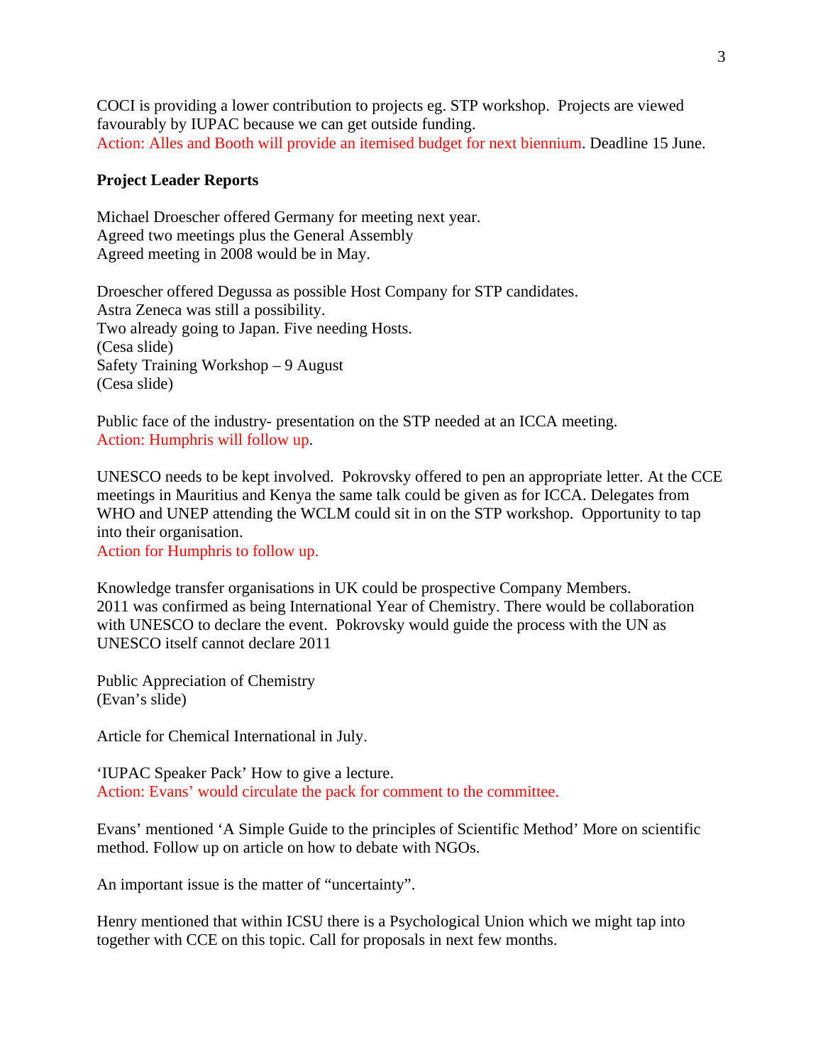COCI is providing a lower contribution to projects eg. STP workshop. Projects are viewed favourably by IUPAC because we can get outside funding.
Action: Alles and Booth will provide an itemised budget for next biennium. Deadline 15 June.

**Project Leader Reports**

Michael Droescher offered Germany for meeting next year.
Agreed two meetings plus the General Assembly
Agreed meeting in 2008 would be in May.

Droescher offered Degussa as possible Host Company for STP candidates.
Astra Zeneca was still a possibility.
Two already going to Japan. Five needing Hosts.
(Cesa slide)
Safety Training Workshop – 9 August
(Cesa slide)

Public face of the industry- presentation on the STP needed at an ICCA meeting.
Action: Humphris will follow up.

UNESCO needs to be kept involved. Pokrovsky offered to pen an appropriate letter. At the CCE meetings in Mauritius and Kenya the same talk could be given as for ICCA. Delegates from WHO and UNEP attending the WCLM could sit in on the STP workshop. Opportunity to tap into their organisation.
Action for Humphris to follow up.

Knowledge transfer organisations in UK could be prospective Company Members.
2011 was confirmed as being International Year of Chemistry. There would be collaboration with UNESCO to declare the event. Pokrovsky would guide the process with the UN as UNESCO itself cannot declare 2011

Public Appreciation of Chemistry
(Evan's slide)

Article for Chemical International in July.

'IUPAC Speaker Pack' How to give a lecture.
Action: Evans' would circulate the pack for comment to the committee.

Evans' mentioned 'A Simple Guide to the principles of Scientific Method' More on scientific method. Follow up on article on how to debate with NGOs.

An important issue is the matter of "uncertainty".

Henry mentioned that within ICSU there is a Psychological Union which we might tap into together with CCE on this topic. Call for proposals in next few months.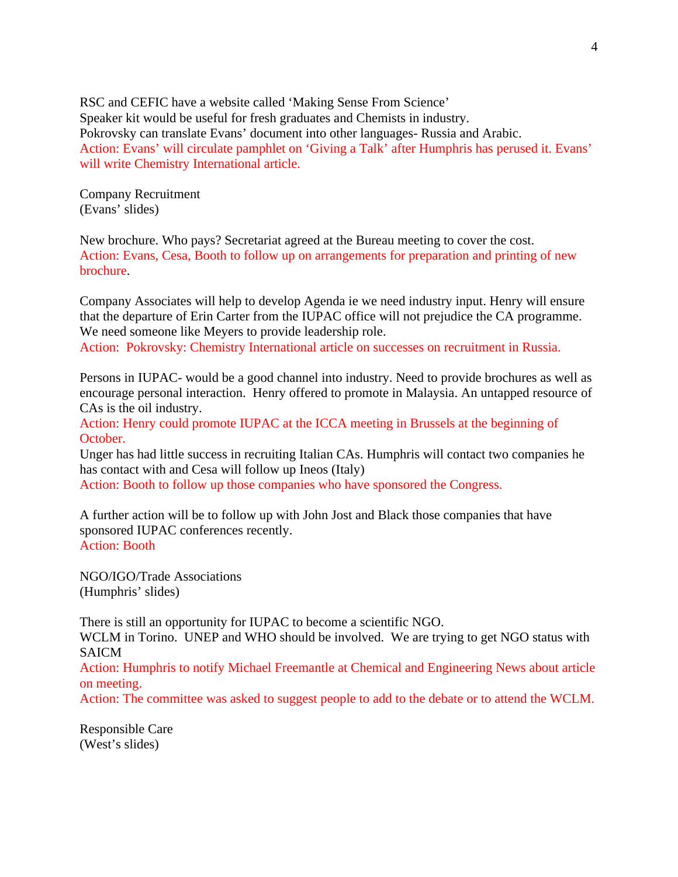RSC and CEFIC have a website called 'Making Sense From Science'
Speaker kit would be useful for fresh graduates and Chemists in industry.
Pokrovsky can translate Evans' document into other languages- Russia and Arabic.
Action: Evans' will circulate pamphlet on 'Giving a Talk' after Humphris has perused it. Evans' will write Chemistry International article.

Company Recruitment
(Evans' slides)

New brochure. Who pays? Secretariat agreed at the Bureau meeting to cover the cost.
Action: Evans, Cesa, Booth to follow up on arrangements for preparation and printing of new brochure.

Company Associates will help to develop Agenda ie we need industry input. Henry will ensure that the departure of Erin Carter from the IUPAC office will not prejudice the CA programme. We need someone like Meyers to provide leadership role.
Action: Pokrovsky: Chemistry International article on successes on recruitment in Russia.

Persons in IUPAC- would be a good channel into industry. Need to provide brochures as well as encourage personal interaction. Henry offered to promote in Malaysia. An untapped resource of CAs is the oil industry.
Action: Henry could promote IUPAC at the ICCA meeting in Brussels at the beginning of October.
Unger has had little success in recruiting Italian CAs. Humphris will contact two companies he has contact with and Cesa will follow up Ineos (Italy)
Action: Booth to follow up those companies who have sponsored the Congress.

A further action will be to follow up with John Jost and Black those companies that have sponsored IUPAC conferences recently.
Action: Booth

NGO/IGO/Trade Associations
(Humphris' slides)

There is still an opportunity for IUPAC to become a scientific NGO.
WCLM in Torino. UNEP and WHO should be involved. We are trying to get NGO status with SAICM
Action: Humphris to notify Michael Freemantle at Chemical and Engineering News about article on meeting.
Action: The committee was asked to suggest people to add to the debate or to attend the WCLM.

Responsible Care
(West's slides)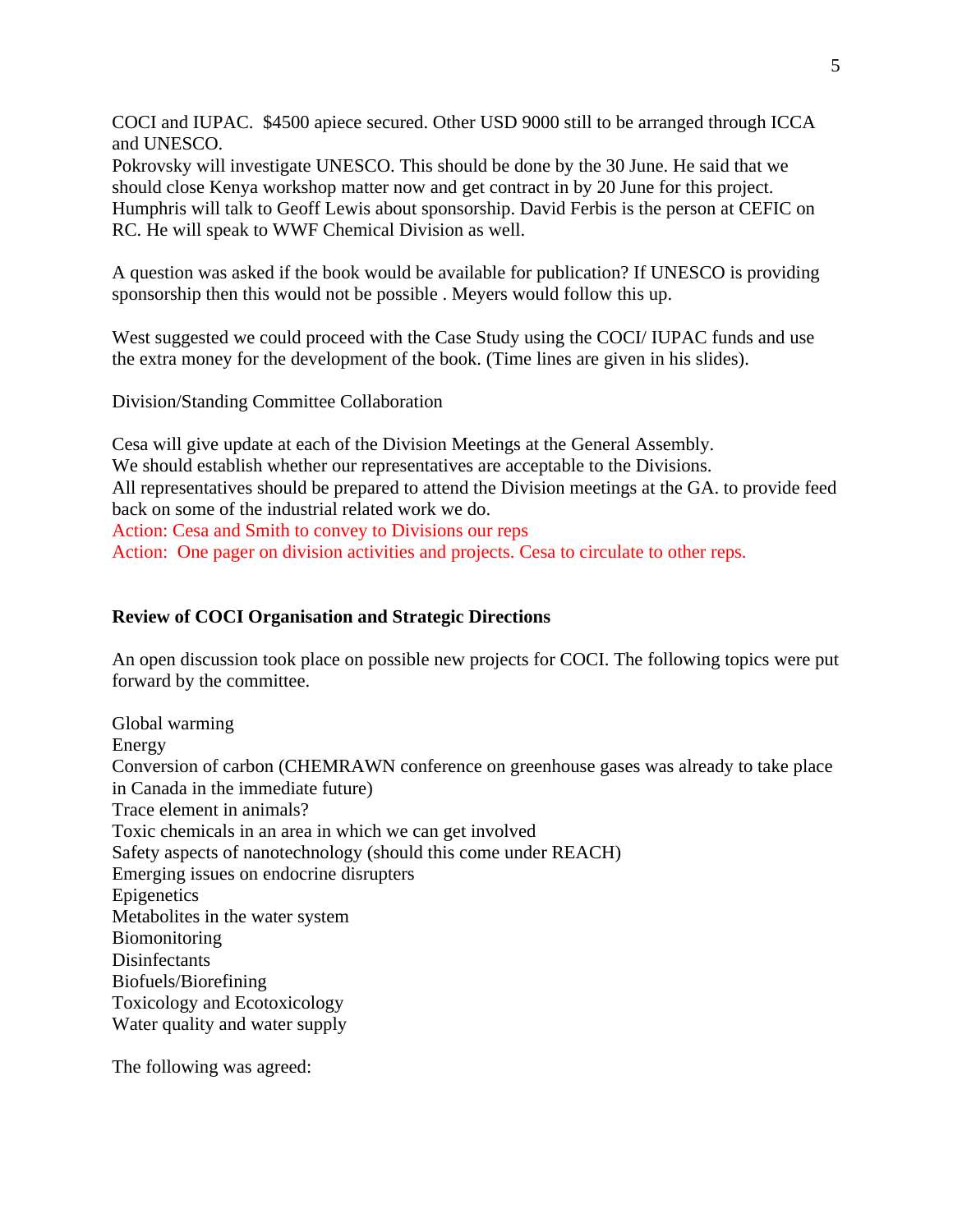COCI and IUPAC. $4500 apiece secured. Other USD 9000 still to be arranged through ICCA and UNESCO.
Pokrovsky will investigate UNESCO. This should be done by the 30 June. He said that we should close Kenya workshop matter now and get contract in by 20 June for this project.
Humphris will talk to Geoff Lewis about sponsorship. David Ferbis is the person at CEFIC on RC. He will speak to WWF Chemical Division as well.

A question was asked if the book would be available for publication? If UNESCO is providing sponsorship then this would not be possible . Meyers would follow this up.

West suggested we could proceed with the Case Study using the COCI/ IUPAC funds and use the extra money for the development of the book. (Time lines are given in his slides).

Division/Standing Committee Collaboration

Cesa will give update at each of the Division Meetings at the General Assembly.
We should establish whether our representatives are acceptable to the Divisions.
All representatives should be prepared to attend the Division meetings at the GA. to provide feed back on some of the industrial related work we do.
Action: Cesa and Smith to convey to Divisions our reps
Action: One pager on division activities and projects. Cesa to circulate to other reps.

**Review of COCI Organisation and Strategic Directions**

An open discussion took place on possible new projects for COCI. The following topics were put forward by the committee.

Global warming
Energy
Conversion of carbon (CHEMRAWN conference on greenhouse gases was already to take place in Canada in the immediate future)
Trace element in animals?
Toxic chemicals in an area in which we can get involved
Safety aspects of nanotechnology (should this come under REACH)
Emerging issues on endocrine disrupters
Epigenetics
Metabolites in the water system
Biomonitoring
Disinfectants
Biofuels/Biorefining
Toxicology and Ecotoxicology
Water quality and water supply

The following was agreed: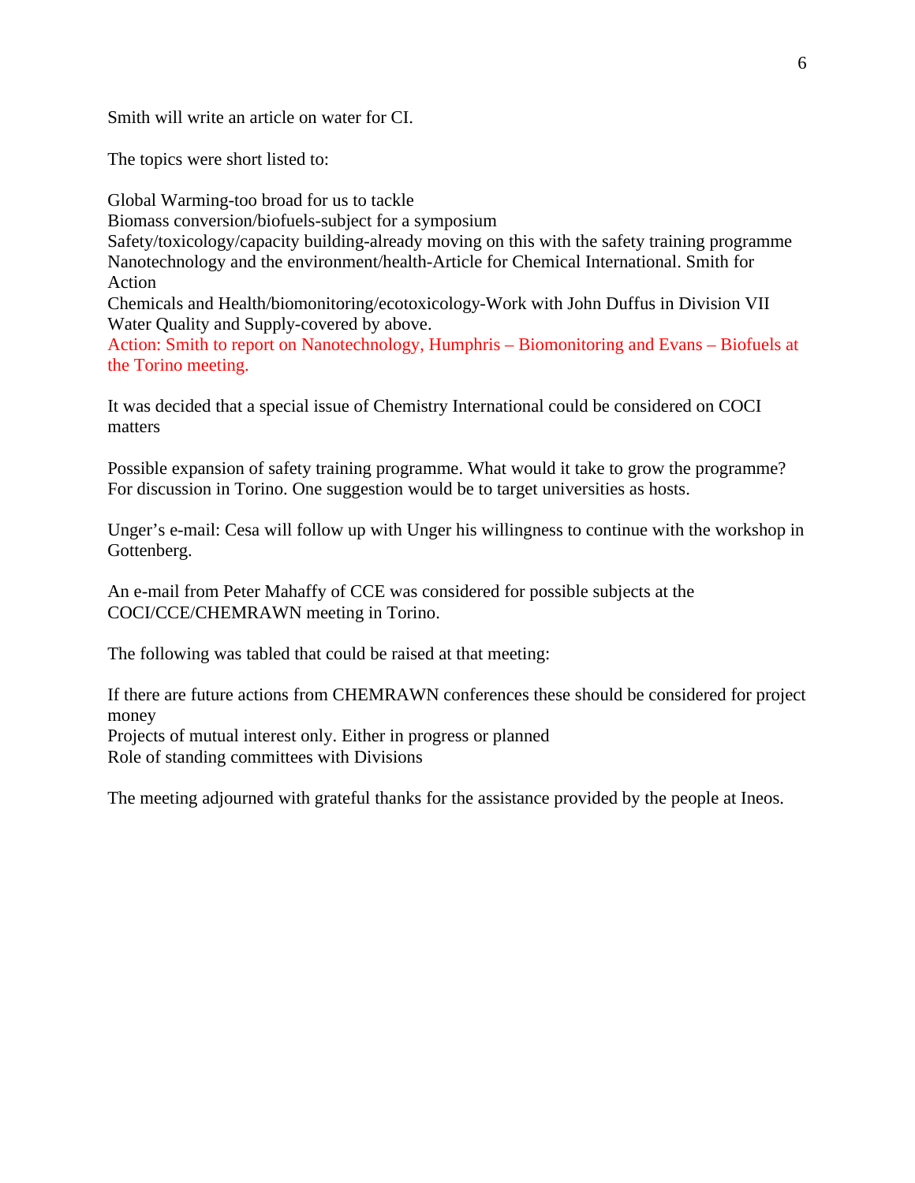Smith will write an article on water for CI.

The topics were short listed to:

Global Warming-too broad for us to tackle
Biomass conversion/biofuels-subject for a symposium
Safety/toxicology/capacity building-already moving on this with the safety training programme
Nanotechnology and the environment/health-Article for Chemical International. Smith for Action
Chemicals and Health/biomonitoring/ecotoxicology-Work with John Duffus in Division VII
Water Quality and Supply-covered by above.
Action: Smith to report on Nanotechnology, Humphris – Biomonitoring and Evans – Biofuels at the Torino meeting.

It was decided that a special issue of Chemistry International could be considered on COCI matters

Possible expansion of safety training programme. What would it take to grow the programme? For discussion in Torino. One suggestion would be to target universities as hosts.

Unger's e-mail: Cesa will follow up with Unger his willingness to continue with the workshop in Gottenberg.

An e-mail from Peter Mahaffy of CCE was considered for possible subjects at the COCI/CCE/CHEMRAWN meeting in Torino.

The following was tabled that could be raised at that meeting:

If there are future actions from CHEMRAWN conferences these should be considered for project money
Projects of mutual interest only. Either in progress or planned
Role of standing committees with Divisions

The meeting adjourned with grateful thanks for the assistance provided by the people at Ineos.